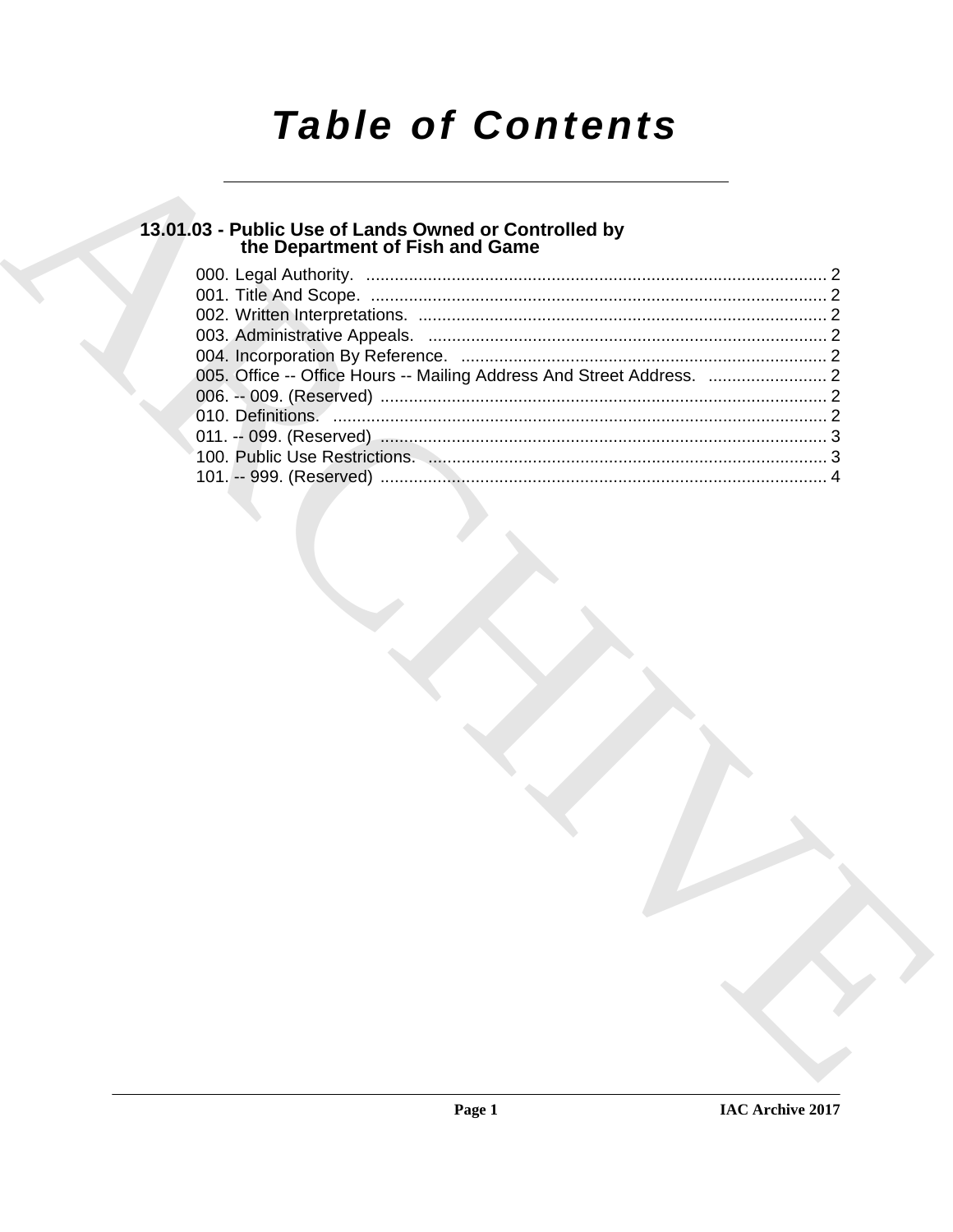# Table of Contents

## 13.01.03 - Public Use of Lands Owned or Controlled by the Department of Fish and Game

000. Legal Authority. ..... 2
001. Title And Scope. ..... 2
002. Written Interpretations. ..... 2
003. Administrative Appeals. ..... 2
004. Incorporation By Reference. ..... 2
005. Office -- Office Hours -- Mailing Address And Street Address. ..... 2
006. -- 009. (Reserved) ..... 2
010. Definitions. ..... 2
011. -- 099. (Reserved) ..... 3
100. Public Use Restrictions. ..... 3
101. -- 999. (Reserved) ..... 4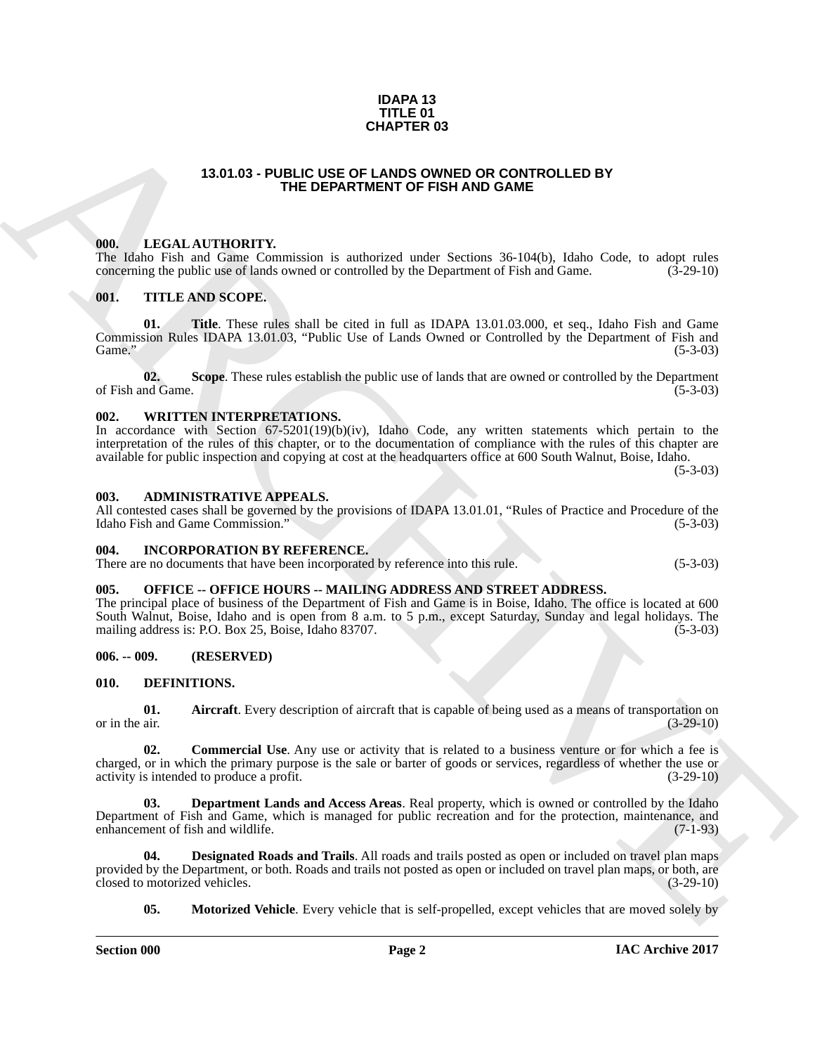**IDAPA 13**
**TITLE 01**
**CHAPTER 03**

# 13.01.03 - PUBLIC USE OF LANDS OWNED OR CONTROLLED BY THE DEPARTMENT OF FISH AND GAME

### 000. LEGAL AUTHORITY.

The Idaho Fish and Game Commission is authorized under Sections 36-104(b), Idaho Code, to adopt rules concerning the public use of lands owned or controlled by the Department of Fish and Game. (3-29-10)

### 001. TITLE AND SCOPE.

**01. Title**. These rules shall be cited in full as IDAPA 13.01.03.000, et seq., Idaho Fish and Game Commission Rules IDAPA 13.01.03, "Public Use of Lands Owned or Controlled by the Department of Fish and Game." (5-3-03)

**02. Scope**. These rules establish the public use of lands that are owned or controlled by the Department of Fish and Game. (5-3-03)

### 002. WRITTEN INTERPRETATIONS.

In accordance with Section 67-5201(19)(b)(iv), Idaho Code, any written statements which pertain to the interpretation of the rules of this chapter, or to the documentation of compliance with the rules of this chapter are available for public inspection and copying at cost at the headquarters office at 600 South Walnut, Boise, Idaho. (5-3-03)

### 003. ADMINISTRATIVE APPEALS.

All contested cases shall be governed by the provisions of IDAPA 13.01.01, "Rules of Practice and Procedure of the Idaho Fish and Game Commission." (5-3-03)

### 004. INCORPORATION BY REFERENCE.

There are no documents that have been incorporated by reference into this rule. (5-3-03)

### 005. OFFICE -- OFFICE HOURS -- MAILING ADDRESS AND STREET ADDRESS.

The principal place of business of the Department of Fish and Game is in Boise, Idaho. The office is located at 600 South Walnut, Boise, Idaho and is open from 8 a.m. to 5 p.m., except Saturday, Sunday and legal holidays. The mailing address is: P.O. Box 25, Boise, Idaho 83707. (5-3-03)

### 006. -- 009. (RESERVED)

### 010. DEFINITIONS.

**01. Aircraft**. Every description of aircraft that is capable of being used as a means of transportation on or in the air. (3-29-10)

**02. Commercial Use**. Any use or activity that is related to a business venture or for which a fee is charged, or in which the primary purpose is the sale or barter of goods or services, regardless of whether the use or activity is intended to produce a profit. (3-29-10)

**03. Department Lands and Access Areas**. Real property, which is owned or controlled by the Idaho Department of Fish and Game, which is managed for public recreation and for the protection, maintenance, and enhancement of fish and wildlife. (7-1-93)

**04. Designated Roads and Trails**. All roads and trails posted as open or included on travel plan maps provided by the Department, or both. Roads and trails not posted as open or included on travel plan maps, or both, are closed to motorized vehicles. (3-29-10)

**05. Motorized Vehicle**. Every vehicle that is self-propelled, except vehicles that are moved solely by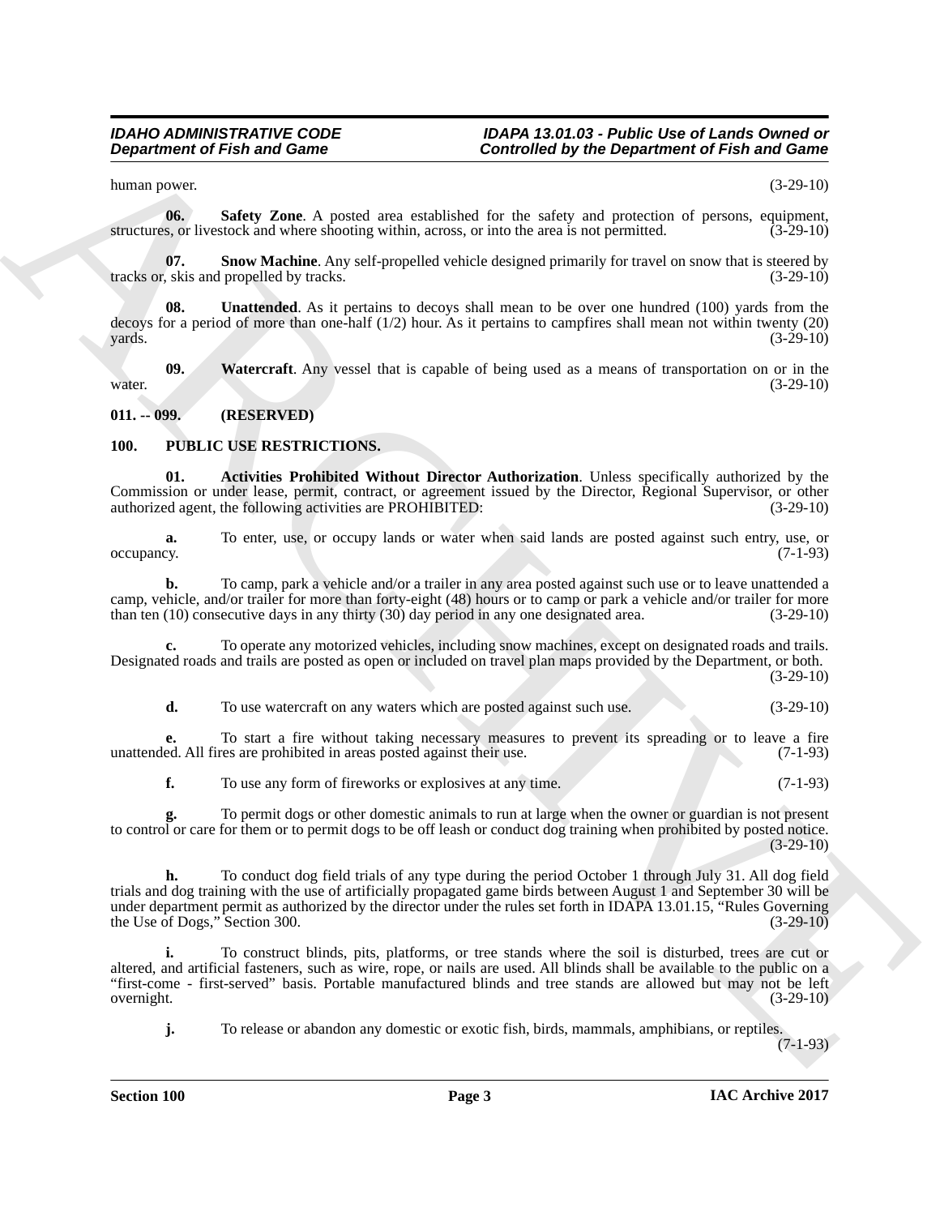human power. (3-29-10)

**06. Safety Zone**. A posted area established for the safety and protection of persons, equipment, structures, or livestock and where shooting within, across, or into the area is not permitted. (3-29-10)

**07. Snow Machine**. Any self-propelled vehicle designed primarily for travel on snow that is steered by tracks or, skis and propelled by tracks. (3-29-10)

**08. Unattended**. As it pertains to decoys shall mean to be over one hundred (100) yards from the decoys for a period of more than one-half (1/2) hour. As it pertains to campfires shall mean not within twenty (20) yards. (3-29-10)

**09. Watercraft**. Any vessel that is capable of being used as a means of transportation on or in the water. (3-29-10)

## 011. -- 099. (RESERVED)

## 100. PUBLIC USE RESTRICTIONS.

**01. Activities Prohibited Without Director Authorization**. Unless specifically authorized by the Commission or under lease, permit, contract, or agreement issued by the Director, Regional Supervisor, or other authorized agent, the following activities are PROHIBITED: (3-29-10)

**a.** To enter, use, or occupy lands or water when said lands are posted against such entry, use, or occupancy. (7-1-93)

**b.** To camp, park a vehicle and/or a trailer in any area posted against such use or to leave unattended a camp, vehicle, and/or trailer for more than forty-eight (48) hours or to camp or park a vehicle and/or trailer for more than ten (10) consecutive days in any thirty (30) day period in any one designated area. (3-29-10)

**c.** To operate any motorized vehicles, including snow machines, except on designated roads and trails. Designated roads and trails are posted as open or included on travel plan maps provided by the Department, or both. (3-29-10)

**d.** To use watercraft on any waters which are posted against such use. (3-29-10)

**e.** To start a fire without taking necessary measures to prevent its spreading or to leave a fire unattended. All fires are prohibited in areas posted against their use. (7-1-93)

**f.** To use any form of fireworks or explosives at any time. (7-1-93)

**g.** To permit dogs or other domestic animals to run at large when the owner or guardian is not present to control or care for them or to permit dogs to be off leash or conduct dog training when prohibited by posted notice. (3-29-10)

**h.** To conduct dog field trials of any type during the period October 1 through July 31. All dog field trials and dog training with the use of artificially propagated game birds between August 1 and September 30 will be under department permit as authorized by the director under the rules set forth in IDAPA 13.01.15, "Rules Governing the Use of Dogs," Section 300. (3-29-10)

**i.** To construct blinds, pits, platforms, or tree stands where the soil is disturbed, trees are cut or altered, and artificial fasteners, such as wire, rope, or nails are used. All blinds shall be available to the public on a "first-come - first-served" basis. Portable manufactured blinds and tree stands are allowed but may not be left overnight. (3-29-10)

**j.** To release or abandon any domestic or exotic fish, birds, mammals, amphibians, or reptiles. (7-1-93)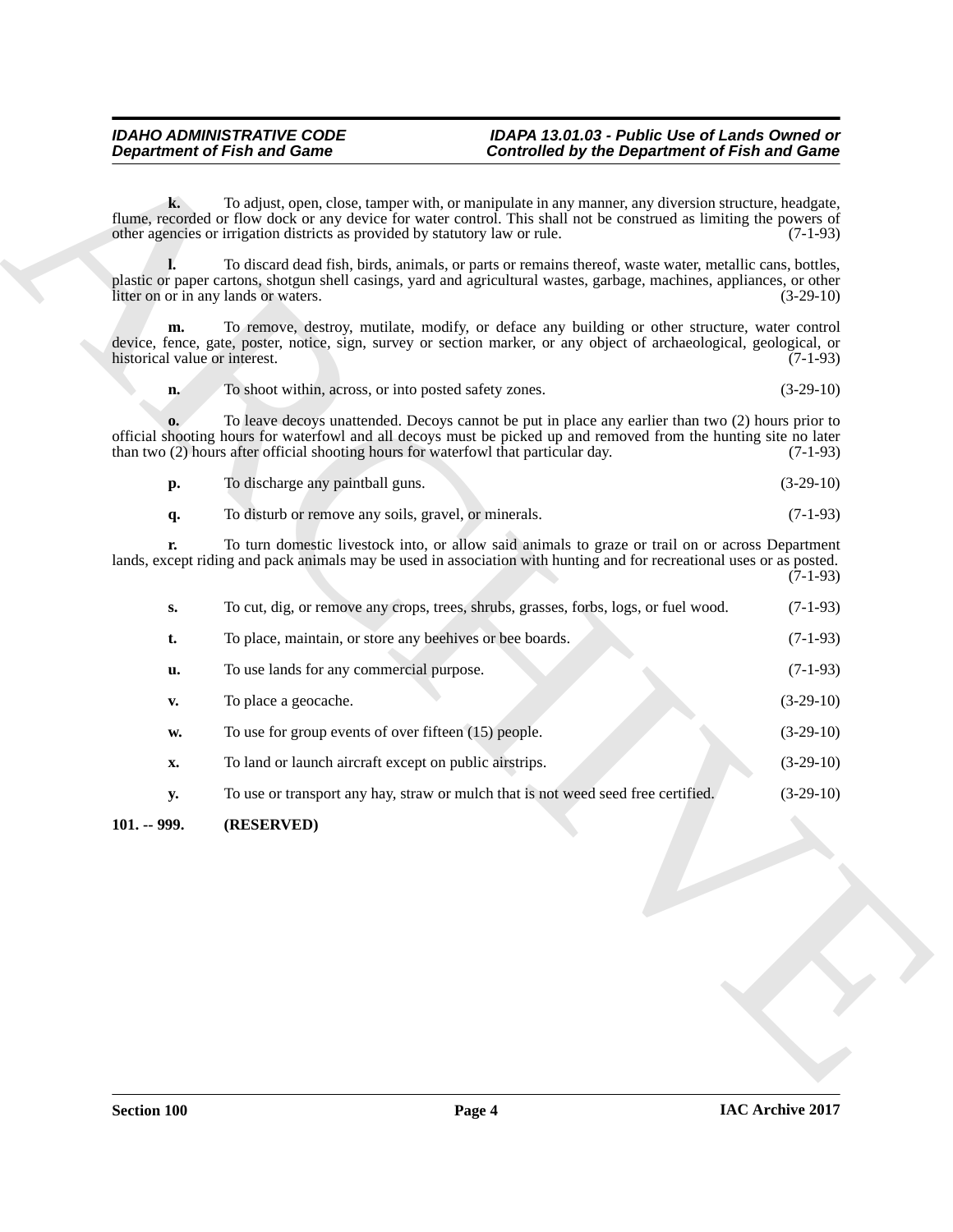**k.** To adjust, open, close, tamper with, or manipulate in any manner, any diversion structure, headgate, flume, recorded or flow dock or any device for water control. This shall not be construed as limiting the powers of other agencies or irrigation districts as provided by statutory law or rule. (7-1-93)

**l.** To discard dead fish, birds, animals, or parts or remains thereof, waste water, metallic cans, bottles, plastic or paper cartons, shotgun shell casings, yard and agricultural wastes, garbage, machines, appliances, or other litter on or in any lands or waters. (3-29-10)

**m.** To remove, destroy, mutilate, modify, or deface any building or other structure, water control device, fence, gate, poster, notice, sign, survey or section marker, or any object of archaeological, geological, or historical value or interest. (7-1-93)

**n.** To shoot within, across, or into posted safety zones. (3-29-10)

**o.** To leave decoys unattended. Decoys cannot be put in place any earlier than two (2) hours prior to official shooting hours for waterfowl and all decoys must be picked up and removed from the hunting site no later than two (2) hours after official shooting hours for waterfowl that particular day. (7-1-93)

**p.** To discharge any paintball guns. (3-29-10)

**q.** To disturb or remove any soils, gravel, or minerals. (7-1-93)

**r.** To turn domestic livestock into, or allow said animals to graze or trail on or across Department lands, except riding and pack animals may be used in association with hunting and for recreational uses or as posted. (7-1-93)

**s.** To cut, dig, or remove any crops, trees, shrubs, grasses, forbs, logs, or fuel wood. (7-1-93)

**t.** To place, maintain, or store any beehives or bee boards. (7-1-93)

**u.** To use lands for any commercial purpose. (7-1-93)

**v.** To place a geocache. (3-29-10)

**w.** To use for group events of over fifteen (15) people. (3-29-10)

**x.** To land or launch aircraft except on public airstrips. (3-29-10)

**y.** To use or transport any hay, straw or mulch that is not weed seed free certified. (3-29-10)

**101. -- 999. (RESERVED)**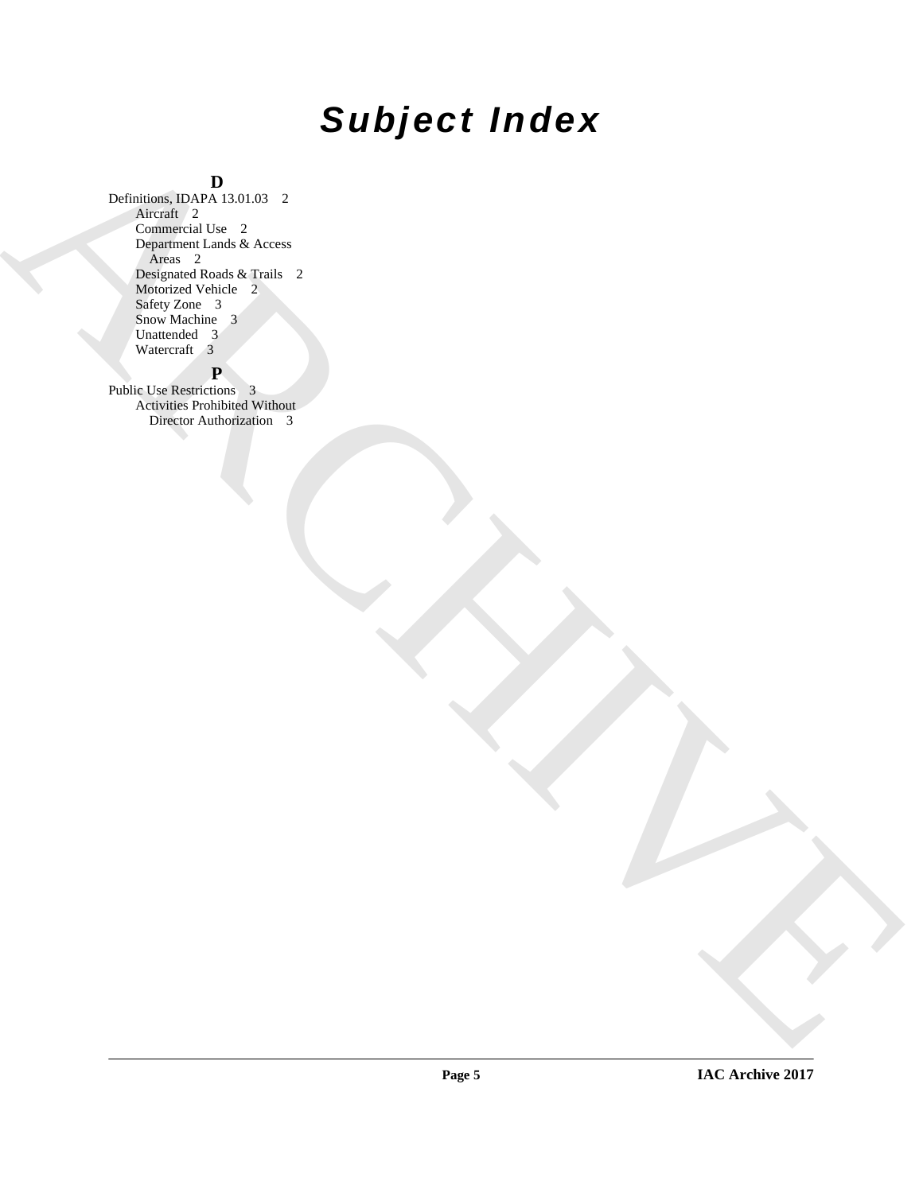# *Subject Index*

**D**

Definitions, IDAPA 13.01.03 2
- Aircraft 2
- Commercial Use 2
- Department Lands & Access Areas 2
- Designated Roads & Trails 2
- Motorized Vehicle 2
- Safety Zone 3
- Snow Machine 3
- Unattended 3
- Watercraft 3

**P**

Public Use Restrictions 3
- Activities Prohibited Without Director Authorization 3